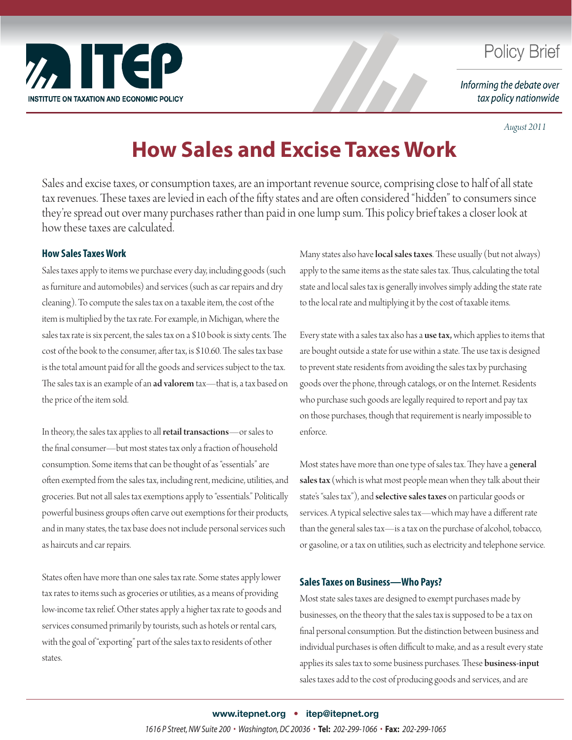ITEP
INSTITUTE ON TAXATION AND ECONOMIC POLICY

Policy Brief

*Informing the debate over tax policy nationwide*

*August 2011*

# How Sales and Excise Taxes Work

Sales and excise taxes, or consumption taxes, are an important revenue source, comprising close to half of all state tax revenues. These taxes are levied in each of the fifty states and are often considered "hidden" to consumers since they're spread out over many purchases rather than paid in one lump sum. This policy brief takes a closer look at how these taxes are calculated.

## How Sales Taxes Work

Sales taxes apply to items we purchase every day, including goods (such as furniture and automobiles) and services (such as car repairs and dry cleaning). To compute the sales tax on a taxable item, the cost of the item is multiplied by the tax rate. For example, in Michigan, where the sales tax rate is six percent, the sales tax on a $10 book is sixty cents. The cost of the book to the consumer, after tax, is $10.60. The sales tax base is the total amount paid for all the goods and services subject to the tax. The sales tax is an example of an **ad valorem** tax—that is, a tax based on the price of the item sold.

In theory, the sales tax applies to all **retail transactions**—or sales to the final consumer—but most states tax only a fraction of household consumption. Some items that can be thought of as "essentials" are often exempted from the sales tax, including rent, medicine, utilities, and groceries. But not all sales tax exemptions apply to "essentials." Politically powerful business groups often carve out exemptions for their products, and in many states, the tax base does not include personal services such as haircuts and car repairs.

States often have more than one sales tax rate. Some states apply lower tax rates to items such as groceries or utilities, as a means of providing low-income tax relief. Other states apply a higher tax rate to goods and services consumed primarily by tourists, such as hotels or rental cars, with the goal of "exporting" part of the sales tax to residents of other states.

Many states also have **local sales taxes**. These usually (but not always) apply to the same items as the state sales tax. Thus, calculating the total state and local sales tax is generally involves simply adding the state rate to the local rate and multiplying it by the cost of taxable items.

Every state with a sales tax also has a **use tax,** which applies to items that are bought outside a state for use within a state. The use tax is designed to prevent state residents from avoiding the sales tax by purchasing goods over the phone, through catalogs, or on the Internet. Residents who purchase such goods are legally required to report and pay tax on those purchases, though that requirement is nearly impossible to enforce.

Most states have more than one type of sales tax. They have a g**eneral sales tax** (which is what most people mean when they talk about their state's "sales tax"), and **selective sales taxes** on particular goods or services. A typical selective sales tax—which may have a different rate than the general sales tax—is a tax on the purchase of alcohol, tobacco, or gasoline, or a tax on utilities, such as electricity and telephone service.

## Sales Taxes on Business—Who Pays?

Most state sales taxes are designed to exempt purchases made by businesses, on the theory that the sales tax is supposed to be a tax on final personal consumption. But the distinction between business and individual purchases is often difficult to make, and as a result every state applies its sales tax to some business purchases. These **business-input** sales taxes add to the cost of producing goods and services, and are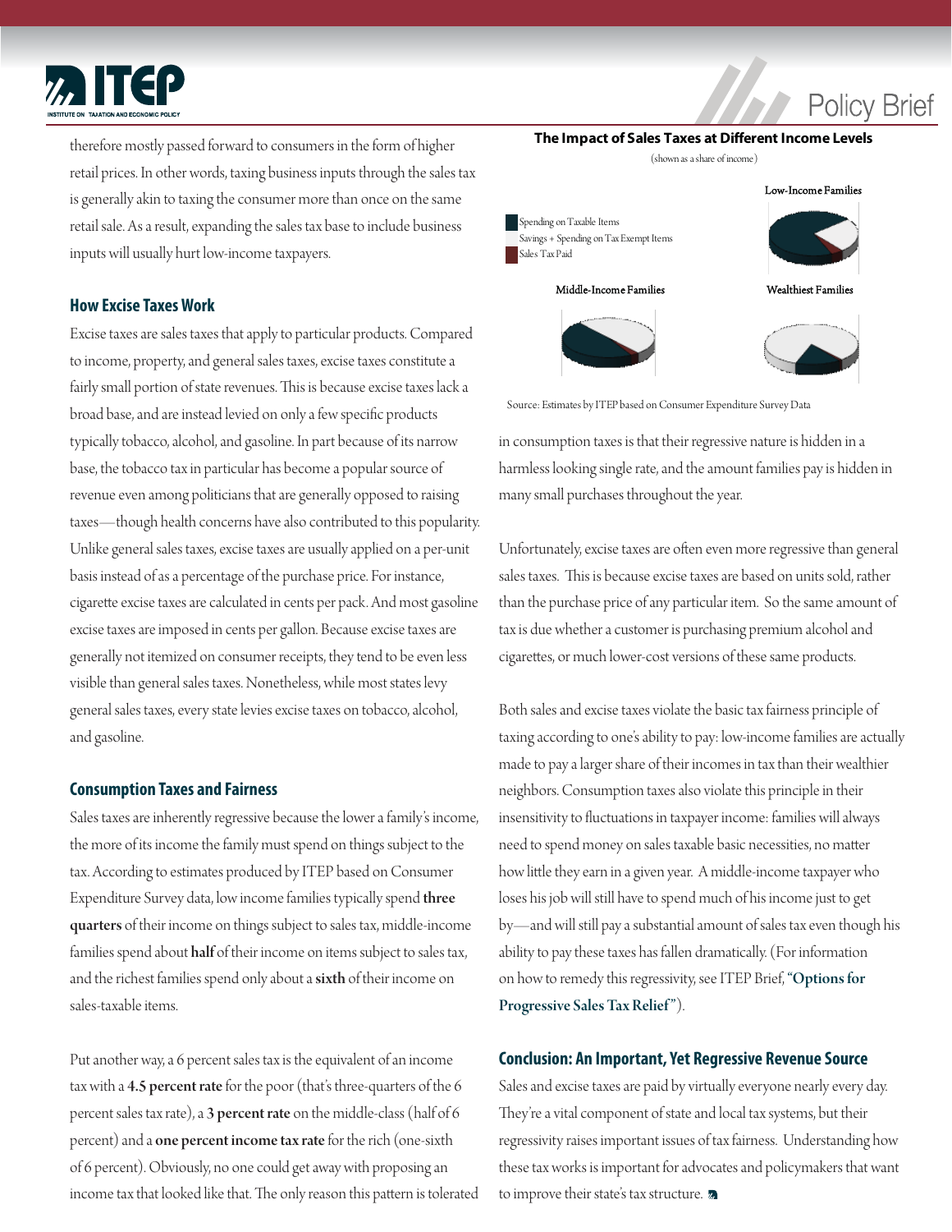therefore mostly passed forward to consumers in the form of higher retail prices. In other words, taxing business inputs through the sales tax is generally akin to taxing the consumer more than once on the same retail sale. As a result, expanding the sales tax base to include business inputs will usually hurt low-income taxpayers.

## How Excise Taxes Work

Excise taxes are sales taxes that apply to particular products. Compared to income, property, and general sales taxes, excise taxes constitute a fairly small portion of state revenues. This is because excise taxes lack a broad base, and are instead levied on only a few specific products typically tobacco, alcohol, and gasoline. In part because of its narrow base, the tobacco tax in particular has become a popular source of revenue even among politicians that are generally opposed to raising taxes—though health concerns have also contributed to this popularity. Unlike general sales taxes, excise taxes are usually applied on a per-unit basis instead of as a percentage of the purchase price. For instance, cigarette excise taxes are calculated in cents per pack. And most gasoline excise taxes are imposed in cents per gallon. Because excise taxes are generally not itemized on consumer receipts, they tend to be even less visible than general sales taxes. Nonetheless, while most states levy general sales taxes, every state levies excise taxes on tobacco, alcohol, and gasoline.

## Consumption Taxes and Fairness

Sales taxes are inherently regressive because the lower a family's income, the more of its income the family must spend on things subject to the tax. According to estimates produced by ITEP based on Consumer Expenditure Survey data, low income families typically spend **three quarters** of their income on things subject to sales tax, middle-income families spend about **half** of their income on items subject to sales tax, and the richest families spend only about a **sixth** of their income on sales-taxable items.

Put another way, a 6 percent sales tax is the equivalent of an income tax with a **4.5 percent rate** for the poor (that's three-quarters of the 6 percent sales tax rate), a **3 percent rate** on the middle-class (half of 6 percent) and a **one percent income tax rate** for the rich (one-sixth of 6 percent). Obviously, no one could get away with proposing an income tax that looked like that. The only reason this pattern is tolerated in consumption taxes is that their regressive nature is hidden in a harmless looking single rate, and the amount families pay is hidden in many small purchases throughout the year.

**The Impact of Sales Taxes at Different Income Levels**

(shown as a share of income)

Spending on Taxable Items
Savings + Spending on Tax Exempt Items
Sales Tax Paid

Low-Income Families

Middle-Income Families

Wealthiest Families

Source: Estimates by ITEP based on Consumer Expenditure Survey Data

Unfortunately, excise taxes are often even more regressive than general sales taxes. This is because excise taxes are based on units sold, rather than the purchase price of any particular item. So the same amount of tax is due whether a customer is purchasing premium alcohol and cigarettes, or much lower-cost versions of these same products.

Both sales and excise taxes violate the basic tax fairness principle of taxing according to one's ability to pay: low-income families are actually made to pay a larger share of their incomes in tax than their wealthier neighbors. Consumption taxes also violate this principle in their insensitivity to fluctuations in taxpayer income: families will always need to spend money on sales taxable basic necessities, no matter how little they earn in a given year. A middle-income taxpayer who loses his job will still have to spend much of his income just to get by—and will still pay a substantial amount of sales tax even though his ability to pay these taxes has fallen dramatically. (For information on how to remedy this regressivity, see ITEP Brief, **"Options for Progressive Sales Tax Relief"**).

## Conclusion: An Important, Yet Regressive Revenue Source

Sales and excise taxes are paid by virtually everyone nearly every day. They're a vital component of state and local tax systems, but their regressivity raises important issues of tax fairness. Understanding how these tax works is important for advocates and policymakers that want to improve their state's tax structure.